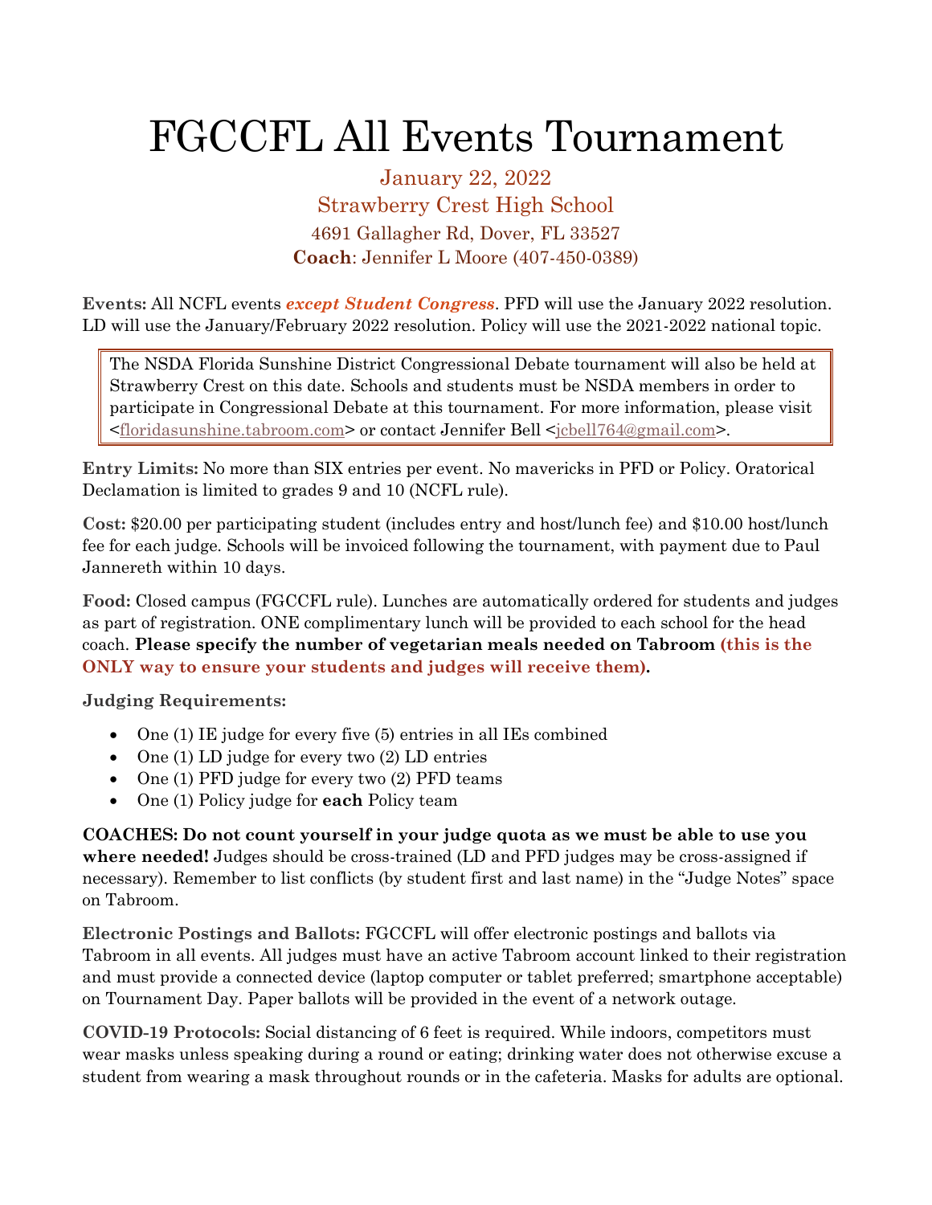# FGCCFL All Events Tournament

January 22, 2022
Strawberry Crest High School
4691 Gallagher Rd, Dover, FL 33527
**Coach**: Jennifer L Moore (407-450-0389)

**Events:** All NCFL events ***except Student Congress***. PFD will use the January 2022 resolution. LD will use the January/February 2022 resolution. Policy will use the 2021-2022 national topic.

> The NSDA Florida Sunshine District Congressional Debate tournament will also be held at Strawberry Crest on this date. Schools and students must be NSDA members in order to participate in Congressional Debate at this tournament. For more information, please visit <floridasunshine.tabroom.com> or contact Jennifer Bell <jcbell764@gmail.com>.

**Entry Limits:** No more than SIX entries per event. No mavericks in PFD or Policy. Oratorical Declamation is limited to grades 9 and 10 (NCFL rule).

**Cost:** $20.00 per participating student (includes entry and host/lunch fee) and $10.00 host/lunch fee for each judge. Schools will be invoiced following the tournament, with payment due to Paul Jannereth within 10 days.

**Food:** Closed campus (FGCCFL rule). Lunches are automatically ordered for students and judges as part of registration. ONE complimentary lunch will be provided to each school for the head coach. **Please specify the number of vegetarian meals needed on Tabroom (this is the ONLY way to ensure your students and judges will receive them).**

**Judging Requirements:**

- One (1) IE judge for every five (5) entries in all IEs combined
- One (1) LD judge for every two (2) LD entries
- One (1) PFD judge for every two (2) PFD teams
- One (1) Policy judge for **each** Policy team

**COACHES: Do not count yourself in your judge quota as we must be able to use you where needed!** Judges should be cross-trained (LD and PFD judges may be cross-assigned if necessary). Remember to list conflicts (by student first and last name) in the "Judge Notes" space on Tabroom.

**Electronic Postings and Ballots:** FGCCFL will offer electronic postings and ballots via Tabroom in all events. All judges must have an active Tabroom account linked to their registration and must provide a connected device (laptop computer or tablet preferred; smartphone acceptable) on Tournament Day. Paper ballots will be provided in the event of a network outage.

**COVID-19 Protocols:** Social distancing of 6 feet is required. While indoors, competitors must wear masks unless speaking during a round or eating; drinking water does not otherwise excuse a student from wearing a mask throughout rounds or in the cafeteria. Masks for adults are optional.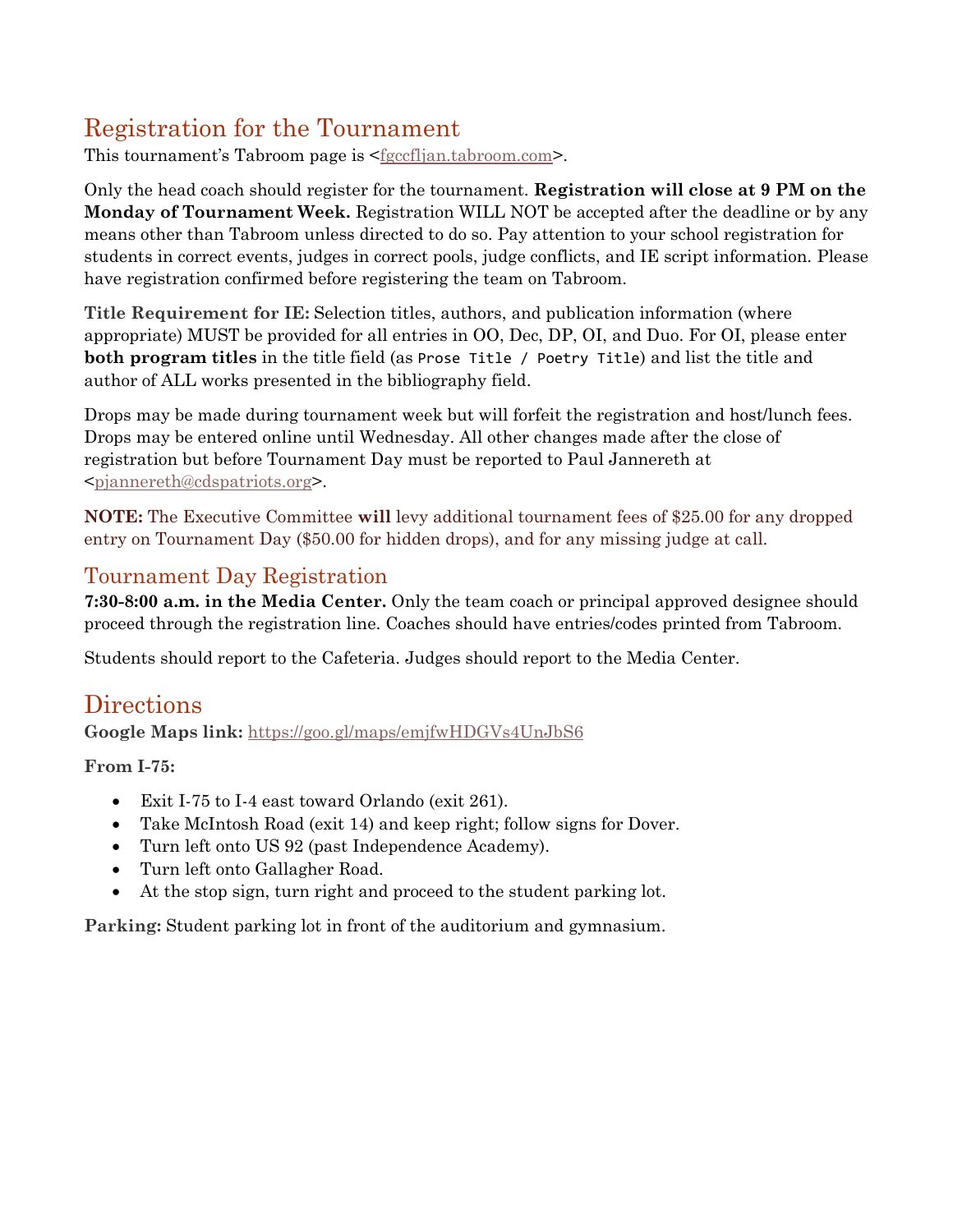## Registration for the Tournament

This tournament's Tabroom page is <fgccfljan.tabroom.com>.

Only the head coach should register for the tournament. **Registration will close at 9 PM on the Monday of Tournament Week.** Registration WILL NOT be accepted after the deadline or by any means other than Tabroom unless directed to do so. Pay attention to your school registration for students in correct events, judges in correct pools, judge conflicts, and IE script information. Please have registration confirmed before registering the team on Tabroom.

**Title Requirement for IE:** Selection titles, authors, and publication information (where appropriate) MUST be provided for all entries in OO, Dec, DP, OI, and Duo. For OI, please enter **both program titles** in the title field (as `Prose Title / Poetry Title`) and list the title and author of ALL works presented in the bibliography field.

Drops may be made during tournament week but will forfeit the registration and host/lunch fees. Drops may be entered online until Wednesday. All other changes made after the close of registration but before Tournament Day must be reported to Paul Jannereth at <pjannereth@cdspatriots.org>.

**NOTE:** The Executive Committee **will** levy additional tournament fees of $25.00 for any dropped entry on Tournament Day ($50.00 for hidden drops), and for any missing judge at call.

### Tournament Day Registration

**7:30-8:00 a.m. in the Media Center.** Only the team coach or principal approved designee should proceed through the registration line. Coaches should have entries/codes printed from Tabroom.

Students should report to the Cafeteria. Judges should report to the Media Center.

## Directions

**Google Maps link:** https://goo.gl/maps/emjfwHDGVs4UnJbS6

**From I-75:**

- Exit I-75 to I-4 east toward Orlando (exit 261).
- Take McIntosh Road (exit 14) and keep right; follow signs for Dover.
- Turn left onto US 92 (past Independence Academy).
- Turn left onto Gallagher Road.
- At the stop sign, turn right and proceed to the student parking lot.

**Parking:** Student parking lot in front of the auditorium and gymnasium.